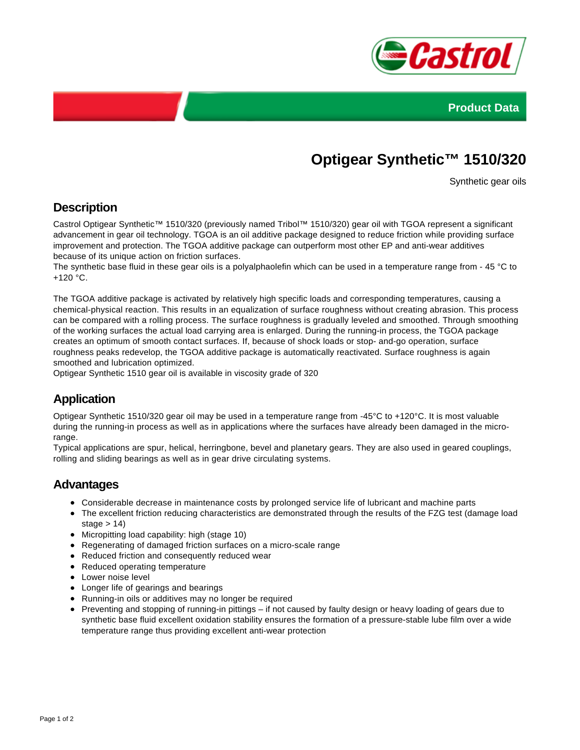**Product Data**

# Optigear Synthetic™ 1510/320

Synthetic gear oils

## Description

Castrol Optigear Synthetic™ 1510/320 (previously named Tribol™ 1510/320) gear oil with TGOA represent a significant advancement in gear oil technology. TGOA is an oil additive package designed to reduce friction while providing surface improvement and protection. The TGOA additive package can outperform most other EP and anti-wear additives because of its unique action on friction surfaces.
The synthetic base fluid in these gear oils is a polyalphaolefin which can be used in a temperature range from - 45 °C to +120 °C.

The TGOA additive package is activated by relatively high specific loads and corresponding temperatures, causing a chemical-physical reaction. This results in an equalization of surface roughness without creating abrasion. This process can be compared with a rolling process. The surface roughness is gradually leveled and smoothed. Through smoothing of the working surfaces the actual load carrying area is enlarged. During the running-in process, the TGOA package creates an optimum of smooth contact surfaces. If, because of shock loads or stop- and-go operation, surface roughness peaks redevelop, the TGOA additive package is automatically reactivated. Surface roughness is again smoothed and lubrication optimized.
Optigear Synthetic 1510 gear oil is available in viscosity grade of 320

## Application

Optigear Synthetic 1510/320 gear oil may be used in a temperature range from -45°C to +120°C. It is most valuable during the running-in process as well as in applications where the surfaces have already been damaged in the micro-range.
Typical applications are spur, helical, herringbone, bevel and planetary gears. They are also used in geared couplings, rolling and sliding bearings as well as in gear drive circulating systems.

## Advantages

- Considerable decrease in maintenance costs by prolonged service life of lubricant and machine parts
- The excellent friction reducing characteristics are demonstrated through the results of the FZG test (damage load stage > 14)
- Micropitting load capability: high (stage 10)
- Regenerating of damaged friction surfaces on a micro-scale range
- Reduced friction and consequently reduced wear
- Reduced operating temperature
- Lower noise level
- Longer life of gearings and bearings
- Running-in oils or additives may no longer be required
- Preventing and stopping of running-in pittings – if not caused by faulty design or heavy loading of gears due to synthetic base fluid excellent oxidation stability ensures the formation of a pressure-stable lube film over a wide temperature range thus providing excellent anti-wear protection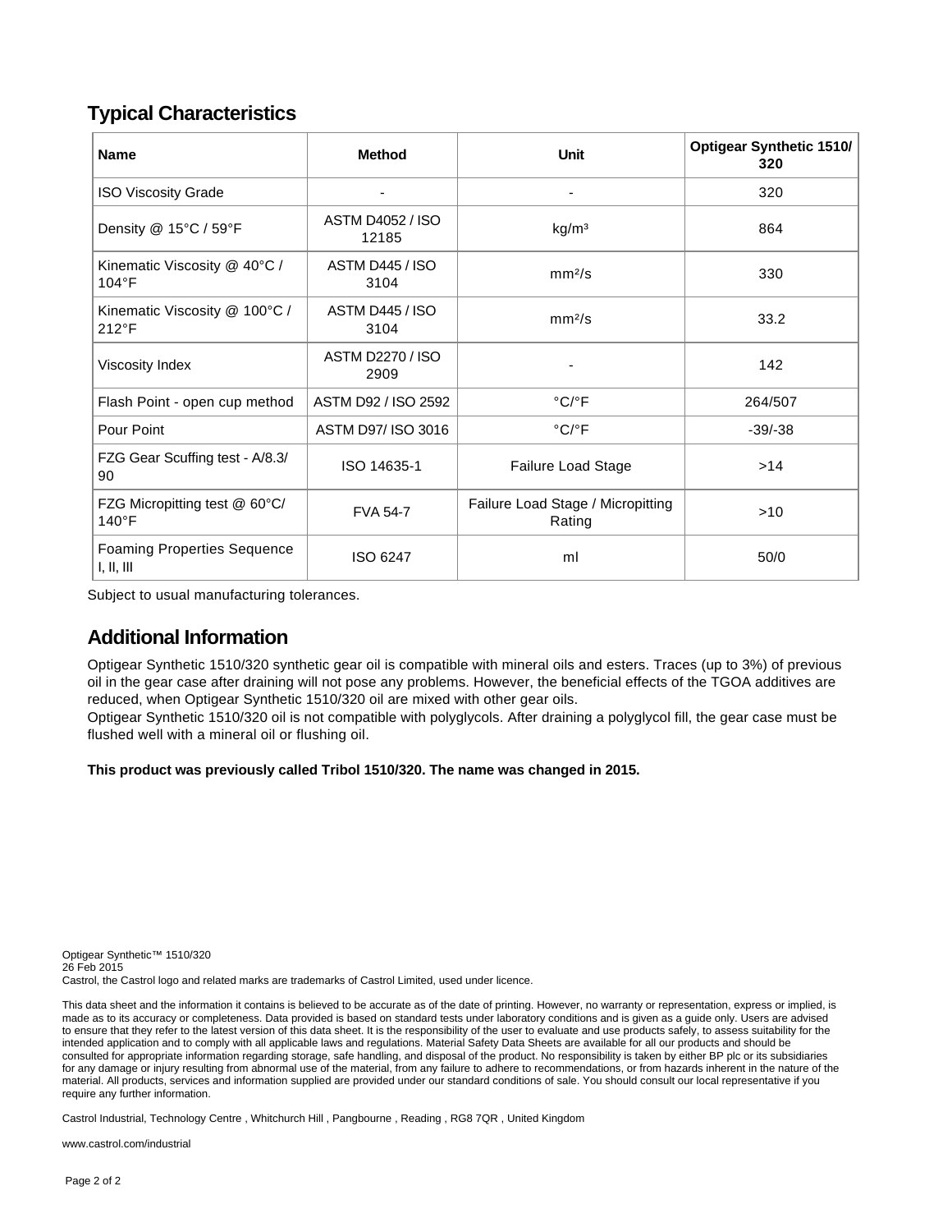## Typical Characteristics

| Name | Method | Unit | Optigear Synthetic 1510/ 320 |
| --- | --- | --- | --- |
| ISO Viscosity Grade | - | - | 320 |
| Density @ 15°C / 59°F | ASTM D4052 / ISO 12185 | kg/m³ | 864 |
| Kinematic Viscosity @ 40°C / 104°F | ASTM D445 / ISO 3104 | mm²/s | 330 |
| Kinematic Viscosity @ 100°C / 212°F | ASTM D445 / ISO 3104 | mm²/s | 33.2 |
| Viscosity Index | ASTM D2270 / ISO 2909 | - | 142 |
| Flash Point - open cup method | ASTM D92 / ISO 2592 | °C/°F | 264/507 |
| Pour Point | ASTM D97/ ISO 3016 | °C/°F | -39/-38 |
| FZG Gear Scuffing test - A/8.3/ 90 | ISO 14635-1 | Failure Load Stage | >14 |
| FZG Micropitting test @ 60°C/ 140°F | FVA 54-7 | Failure Load Stage / Micropitting Rating | >10 |
| Foaming Properties Sequence I, II, III | ISO 6247 | ml | 50/0 |

Subject to usual manufacturing tolerances.

## Additional Information

Optigear Synthetic 1510/320 synthetic gear oil is compatible with mineral oils and esters. Traces (up to 3%) of previous oil in the gear case after draining will not pose any problems. However, the beneficial effects of the TGOA additives are reduced, when Optigear Synthetic 1510/320 oil are mixed with other gear oils.
Optigear Synthetic 1510/320 oil is not compatible with polyglycols. After draining a polyglycol fill, the gear case must be flushed well with a mineral oil or flushing oil.

**This product was previously called Tribol 1510/320. The name was changed in 2015.**

Optigear Synthetic™ 1510/320
26 Feb 2015
Castrol, the Castrol logo and related marks are trademarks of Castrol Limited, used under licence.

This data sheet and the information it contains is believed to be accurate as of the date of printing. However, no warranty or representation, express or implied, is made as to its accuracy or completeness. Data provided is based on standard tests under laboratory conditions and is given as a guide only. Users are advised to ensure that they refer to the latest version of this data sheet. It is the responsibility of the user to evaluate and use products safely, to assess suitability for the intended application and to comply with all applicable laws and regulations. Material Safety Data Sheets are available for all our products and should be consulted for appropriate information regarding storage, safe handling, and disposal of the product. No responsibility is taken by either BP plc or its subsidiaries for any damage or injury resulting from abnormal use of the material, from any failure to adhere to recommendations, or from hazards inherent in the nature of the material. All products, services and information supplied are provided under our standard conditions of sale. You should consult our local representative if you require any further information.

Castrol Industrial, Technology Centre , Whitchurch Hill , Pangbourne , Reading , RG8 7QR , United Kingdom

www.castrol.com/industrial